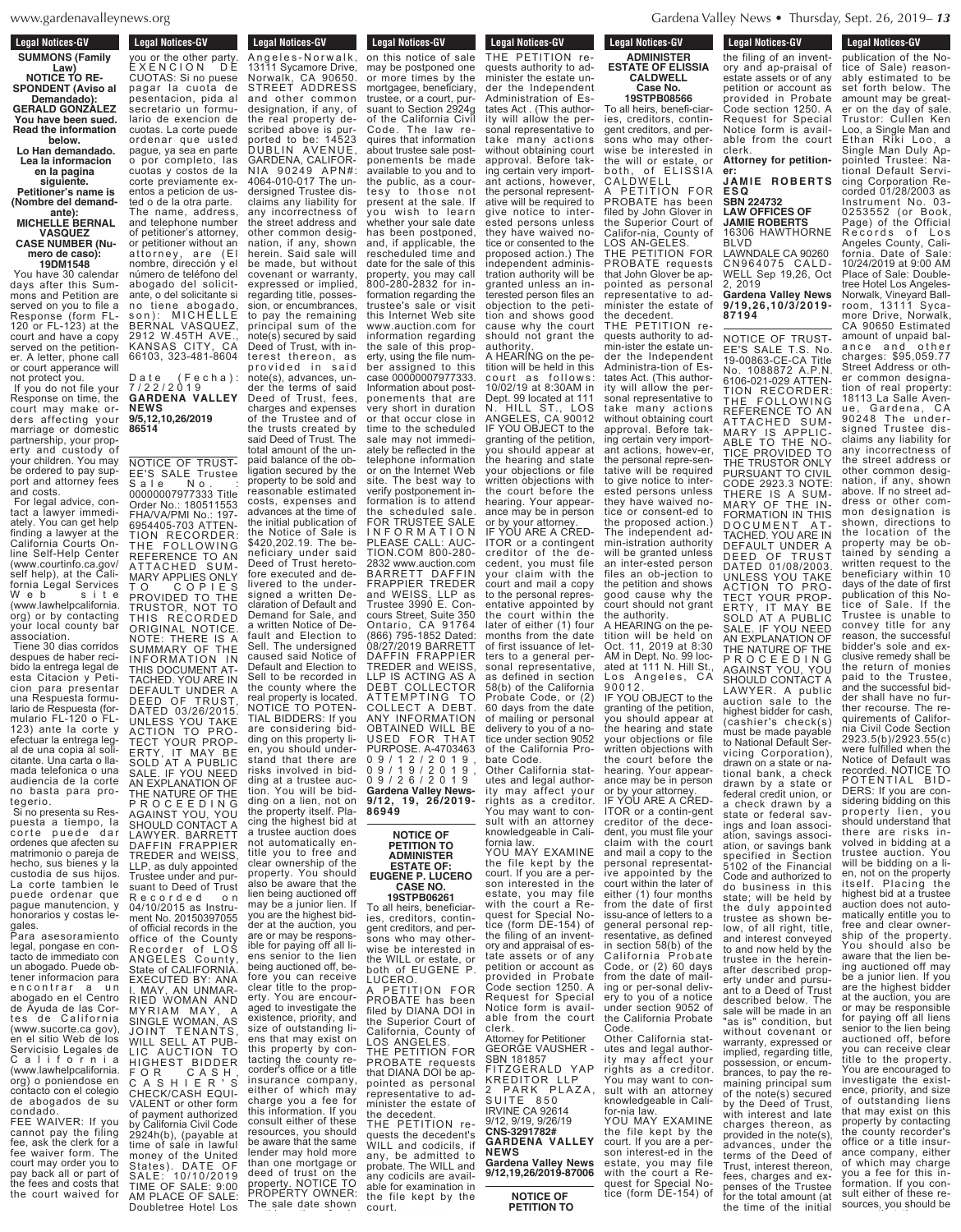**SUMMONS (Family Law)**
**NOTICE TO RESPONDENT (Aviso al Demandado):**
**GERALD GONZALEZ**
**You have been sued. Read the information below.**
**Lo Han demandado. Lea la informacion en la pagina siguiente.**
**Petitioner's name is (Nombre del demandante):**
**MICHELLE BERNAL VASQUEZ**
**CASE NUMBER (Numero de caso):**
**19DM1548**

You have 30 calendar days after this Summons and Petition are served on you to file a Response (form FL-120 or FL-123) at the court and have a copy served on the petitioner. A letter, phone call or court apperance will not protect you.

If you do not file your Response on time, the court may make orders affecting your marriage or domestic partnership, your property and custody of your children. You may be ordered to pay support and attorney fees and costs.

For legal advice, contact a lawyer immediately. You can get help finding a lawyer at the California Courts Online Self-Help Center (www.courtinfo.ca.gov/self help), at the California Legal Services Web site (www.lawhelpcalifornia.org) or by contacting your local county bar association.

Tiene 30 dias corridos despues de haber recibido la entrega legal de esta Citacion y Peticion para presentar una Respuesta formulario de Respuesta (formulario FL-120 o FL-123) ante la corte y efectuar la entrega legal de una copia al solicitante. Una carta o llamada telefonica o una audiencia de la corte no basta para protegerio.

Si no presenta su Respuesta a tiempo, la corte puede dar ordenes que afecten su matrimonio o pareja de hecho, sus bienes y la custodia de sus hijos. La corte tambien le puede ordenar que pague manutencion, y honorarios y costas legales.

Para asesoramiento legal, pongase en contacto de immediato con un abogado. Puede obtener informacion para encontrar a un abogado en el Centro de Ayuda de las Cortes de California (www.sucorte.ca gov), en el sitio Web de los Servicisio Legales de California (www.lawhelpcalifornia.org) o poniendose en contacto con el colegio de abogados de su condado.

FEE WAIVER: If you cannot pay the filing fee, ask the clerk for a fee waiver form. The court may order you to pay back all or part of the fees and costs that the court waived for you or the other party. EXENCION DE CUOTAS: Si no puese pagar la cuota de presentacion, pida al secretario un formulario de exencion de cuotas. La corte puede ordenar que usted pague, ya sea en parte o por completo, las cuotas y costos de la corte previamente exentos a peticion de usted o de la otra parte.

The name, address, and telephone number of petitioner's attorney, or petitioner without an attorney, are (El nombre, dirección y el número de teléfono del abogado del solicitante, o del solicitante si no tiene abogado, son): MICHELLE BERNAL VASQUEZ, 2912 W.45TH AVE., KANSAS CITY, CA 66103, 323-481-8604

Date (Fecha): 7/22/2019
**GARDENA VALLEY NEWS**
**9/5,12,10,26/2019**
**86514**

---

NOTICE OF TRUSTEE'S SALE Trustee Sale No. : 00000007977333 Title Order No.: 180511553 FHA/VA/PMI No.: 197-6954405-703 ATTENTION RECORDER: THE FOLLOWING REFERENCE TO AN ATTACHED SUMMARY APPLIES ONLY TO COPIES PROVIDED TO THE TRUSTOR, NOT TO THIS RECORDED ORIGINAL NOTICE. NOTE: THERE IS A SUMMARY OF THE INFORMATION IN THIS DOCUMENT ATTACHED. YOU ARE IN DEFAULT UNDER A DEED OF TRUST, DATED 03/26/2015. UNLESS YOU TAKE ACTION TO PROTECT YOUR PROPERTY, IT MAY BE SOLD AT A PUBLIC SALE. IF YOU NEED AN EXPLANATION OF THE NATURE OF THE PROCEEDING AGAINST YOU, YOU SHOULD CONTACT A LAWYER. BARRETT DAFFIN FRAPPIER TREDER and WEISS, LLP, as duly appointed Trustee under and pursuant to Deed of Trust Recorded on 04/10/2015 as Instrument No. 20150397055 of official records in the office of the County Recorder of LOS ANGELES County, State of CALIFORNIA. EXECUTED BY: ANA I. MAY, AN UNMARRIED WOMAN AND MYRIAM MAY, A SINGLE WOMAN, AS JOINT TENANTS, WILL SELL AT PUBLIC AUCTION TO HIGHEST BIDDER FOR CASH, CASHIER'S CHECK/CASH EQUIVALENT or other form of payment authorized by California Civil Code 2924h(b), (payable at time of sale in lawful money of the United States). DATE OF SALE: 10/10/2019 TIME OF SALE: 9:00 AM PLACE OF SALE: Doubletree Hotel Los Angeles-Norwalk, 13111 Sycamore Drive, Norwalk, CA 90650. STREET ADDRESS and other common designation, if any, of the real property described above is purported to be: 14523 DUBLIN AVENUE, GARDENA, CALIFORNIA 90249 APN#: 4064-010-017 The undersigned Trustee disclaims any liability for any incorrectness of the street address and other common designation, if any, shown herein. Said sale will be made, but without covenant or warranty, expressed or implied, regarding title, possession, or encumbrances, to pay the remaining principal sum of the note(s) secured by said Deed of Trust, with interest thereon, as provided in said note(s), advances, under the terms of said Deed of Trust, fees, charges and expenses of the Trustee and of the trusts created by said Deed of Trust. The total amount of the unpaid balance of the obligation secured by the property to be sold and reasonable estimated costs, expenses and advances at the time of the initial publication of the Notice of Sale is $420,202.19. The beneficiary under said Deed of Trust heretofore executed and delivered to the undersigned a written Declaration of Default and Demand for Sale, and a written Notice of Default and Election to Sell. The undersigned caused said Notice of Default and Election to Sell to be recorded in the county where the real property is located. NOTICE TO POTENTIAL BIDDERS: If you are considering bidding on this property lien, you should understand that there are risks involved in bidding at a trustee auction. You will be bidding on a lien, not on the property itself. Placing the highest bid at a trustee auction does not automatically entitle you to free and clear ownership of the property. You should also be aware that the lien being auctioned off may be a junior lien. If you are the highest bidder at the auction, you are or may be responsible for paying off all liens senior to the lien being auctioned off, before you can receive clear title to the property. You are encouraged to investigate the existence, priority, and size of outstanding liens that may exist on this property by contacting the county recorder's office or a title insurance company, either of which may charge you a fee for this information. If you consult either of these resources, you should be aware that the same lender may hold more than one mortgage or deed of trust on the property. NOTICE TO PROPERTY OWNER: The sale date shown on this notice of sale may be postponed one or more times by the mortgagee, beneficiary, trustee, or a court, pursuant to Section 2924g of the California Civil Code. The law requires that information about trustee sale postponements be made available to you and to the public, as a courtesy to those not present at the sale. If you wish to learn whether your sale date has been postponed, and, if applicable, the rescheduled time and date for the sale of this property, you may call 800-280-2832 for information regarding the trustee's sale or visit this Internet Web site www.auction.com for information regarding the sale of this property, using the file number assigned to this case 00000007977333. Information about postponements that are very short in duration or that occur close in time to the scheduled sale may not immediately be reflected in the telephone information or on the Internet Web site. The best way to verify postponement information is to attend the scheduled sale. FOR TRUSTEE SALE INFORMATION PLEASE CALL: AUCTION.COM 800-280-2832 www.auction.com BARRETT DAFFIN FRAPPIER TREDER and WEISS, LLP as Trustee 3990 E. Concours Street, Suite 350 Ontario, CA 91764 (866) 795-1852 Dated: 08/27/2019 BARRETT DAFFIN FRAPPIER TREDER and WEISS, LLP IS ACTING AS A DEBT COLLECTOR ATTEMPTING TO COLLECT A DEBT. ANY INFORMATION OBTAINED WILL BE USED FOR THAT PURPOSE. A-4703463 09/12/2019, 09/19/2019, 09/26/2019
**Gardena Valley News-9/12, 19, 26/2019-86949**

---

**NOTICE OF PETITION TO ADMINISTER ESTATE OF: EUGENE P. LUCERO CASE NO. 19STPB06261**

To all heirs, beneficiaries, creditors, contingent creditors, and persons who may otherwise be interested in the WILL or estate, or both of EUGENE P. LUCERO.

A PETITION FOR PROBATE has been filed by DIANA DOI in the Superior Court of California, County of LOS ANGELES.

THE PETITION FOR PROBATE requests that DIANA DOI be appointed as personal representative to administer the estate of the decedent.

THE PETITION requests the decedent's WILL and codicils, if any, be admitted to probate. The WILL and any codicils are available for examination in the file kept by the court.

THE PETITION requests authority to administer the estate under the Independent Administration of Estates Act . (This authority will allow the personal representative to take many actions without obtaining court approval. Before taking certain very important actions, however, the personal representative will be required to give notice to interested persons unless they have waived notice or consented to the proposed action.) The independent administration authority will be granted unless an interested person files an objection to the petition and shows good cause why the court should not grant the authority.

A HEARING on the petition will be held in this court as follows: 10/02/19 at 8:30AM in Dept. 99 located at 111 N. HILL ST., LOS ANGELES, CA 90012

IF YOU OBJECT to the granting of the petition, you should appear at the hearing and state your objections or file written objections with the court before the hearing. Your appearance may be in person or by your attorney.

IF YOU ARE A CREDITOR or a contingent creditor of the decedent, you must file your claim with the court and mail a copy to the personal representative appointed by the court within the later of either (1) four months from the date of first issuance of letters to a general personal representative, as defined in section 58(b) of the California Probate Code, or (2) 60 days from the date of mailing or personal delivery to you of a notice under section 9052 of the California Probate Code.

Other California statutes and legal authority may affect your rights as a creditor. You may want to consult with an attorney knowledgeable in California law.

YOU MAY EXAMINE the file kept by the court. If you are a person interested in the estate, you may file with the court a Request for Special Notice (form DE-154) of the filing of an inventory and appraisal of estate assets or of any petition or account as provided in Probate Code section 1250. A Request for Special Notice form is available from the court clerk.

Attorney for Petitioner
GEORGE VAUSHER - SBN 181857
FITZGERALD YAP KREDITOR LLP
2 PARK PLAZA, SUITE 850
IRVINE CA 92614
9/12, 9/19, 9/26/19
**CNS-3291782#**
**GARDENA VALLEY NEWS**
**Gardena Valley News 9/12,19,26/2019-87006**

---

**NOTICE OF PETITION TO ADMINISTER ESTATE OF ELISSIA CALDWELL Case No. 19STPB08566**

To all heirs, beneficiaries, creditors, contingent creditors, and persons who may otherwise be interested in the will or estate, or both, of ELISSIA CALDWELL

A PETITION FOR PROBATE has been filed by John Glover in the Superior Court of California, County of LOS AN-GELES.

THE PETITION FOR PROBATE requests that John Glover be appointed as personal representative to administer the estate of the decedent.

THE PETITION requests authority to admin-ister the estate under the Independent Administra-tion of Estates Act. (This authority will allow the personal representative to take many actions without obtaining court approval. Before taking certain very important actions, howev-er, the personal repre-sentative will be required to give notice to interested persons unless they have waived notice or consent-ed to the proposed action.) The independent admin-istration authority will be granted unless an inter-ested person files an ob-jection to the petition and shows good cause why the court should not grant the authority.

A HEARING on the petition will be held on Oct. 11, 2019 at 8:30 AM in Dept. No. 99 located at 111 N. Hill St., Los Angeles, CA 90012.

IF YOU OBJECT to the granting of the petition, you should appear at the hearing and state your objections or file written objections with the court before the hearing. Your appearance may be in person or by your attorney.

IF YOU ARE A CRED-ITOR or a contin-gent creditor of the dece-dent, you must file your claim with the court and mail a copy to the personal representative ap-pointed by the court within the later of either (1) four months from the date of first issu-ance of letters to a general personal rep-resentative, as defined in section 58(b) of the California Probate Code, or (2) 60 days from the date of mail-ing or per-sonal deliv-ery to you of a notice under section 9052 of the California Probate Code.

Other California stat-utes and legal author-ity may affect your rights as a creditor. You may want to con-sult with an attorney knowledgeable in Cali-for-nia law.

YOU MAY EXAMINE the file kept by the court. If you are a per-son interest-ed in the estate, you may file with the court a Re-quest for Special No-tice (form DE-154) of the filing of an invent-ory and ap-praisal of estate assets or of any petition or account as provided in Probate Code section 1250. A Request for Special Notice form is avail-able from the court clerk.

**Attorney for petition-er:**
**JAMIE ROBERTS ESQ**
**SBN 224732**
**LAW OFFICES OF JAMIE ROBERTS**
16306 HAWTHORNE BLVD
LAWNDALE CA 90260
CN964075 CALD-WELL Sep 19,26, Oct 2, 2019
**Gardena Valley News 9/19,26,10/3/2019-87194**

---

NOTICE OF TRUSTEE'S SALE T.S. No. 19-00863-CE-CA Title No. 1088872 A.P.N. 6106-021-029 ATTENTION RECORDER: THE FOLLOWING REFERENCE TO AN ATTACHED SUMMARY IS APPLICABLE TO THE NOTICE PROVIDED TO THE TRUSTOR ONLY PURSUANT TO CIVIL CODE 2923.3 NOTE: THERE IS A SUMMARY OF THE INFORMATION IN THIS DOCUMENT ATTACHED. YOU ARE IN DEFAULT UNDER A DEED OF TRUST DATED 01/08/2003. UNLESS YOU TAKE ACTION TO PROTECT YOUR PROPERTY, IT MAY BE SOLD AT A PUBLIC SALE. IF YOU NEED AN EXPLANATION OF THE NATURE OF THE PROCEEDING AGAINST YOU, YOU SHOULD CONTACT A LAWYER. A public auction sale to the highest bidder for cash, (cashier's check(s) must be made payable to National Default Servicing Corporation), drawn on a state or national bank, a check drawn by a state or federal credit union, or a check drawn by a state or federal savings and loan association, savings association, or savings bank specified in Section 5102 of the Financial Code and authorized to do business in this state; will be held by the duly appointed trustee as shown below, of all right, title, and interest conveyed to and now held by the trustee in the hereinafter described property under and pursuant to a Deed of Trust described below. The sale will be made in an "as is" condition, but without covenant or warranty, expressed or implied, regarding title, possession, or encumbrances, to pay the remaining principal sum of the note(s) secured by the Deed of Trust, with interest and late charges thereon, as provided in the note(s), advances, under the terms of the Deed of Trust, interest thereon, fees, charges and expenses of the Trustee for the total amount (at the time of the initial publication of the Notice of Sale) reasonably estimated to be set forth below. The amount may be greater on the day of sale. Trustor: Cullen Ken Loo, a Single Man and Ethan Riki Loo, a Single Man Duly Appointed Trustee: National Default Servicing Corporation Recorded 01/28/2003 as Instrument No. 03-0253552 (or Book, Page) of the Official Records of Los Angeles County, California. Date of Sale: 10/24/2019 at 9:00 AM Place of Sale: Doubletree Hotel Los Angeles-Norwalk, Vineyard Ballroom, 13111 Sycamore Drive, Norwalk, CA 90650 Estimated amount of unpaid balance and other charges: $95,059.77 Street Address or other common designation of real property: 18113 La Salle Avenue, Gardena, CA 90248 The undersigned Trustee disclaims any liability for any incorrectness of the street address or other common designation, if any, shown above. If no street address or other common designation is shown, directions to the location of the property may be obtained by sending a written request to the beneficiary within 10 days of the date of first publication of this Notice of Sale. If the Trustee is unable to convey title for any reason, the successful bidder's sole and exclusive remedy shall be the return of monies paid to the Trustee, and the successful bidder shall have no further recourse. The requirements of California Civil Code Section 2923.5(b)/2923.55(c) were fulfilled when the Notice of Default was recorded. NOTICE TO POTENTIAL BIDDERS: If you are considering bidding on this property lien, you should understand that there are risks involved in bidding at a trustee auction. You will be bidding on a lien, not on the property itself. Placing the highest bid at a trustee auction does not automatically entitle you to free and clear ownership of the property. You should also be aware that the lien being auctioned off may be a junior lien. If you are the highest bidder at the auction, you are or may be responsible for paying off all liens senior to the lien being auctioned off, before you can receive clear title to the property. You are encouraged to investigate the existence, priority, and size of outstanding liens that may exist on this property by contacting the county recorder's office or a title insurance company, either of which may charge you a fee for this information. If you consult either of these resources, you should be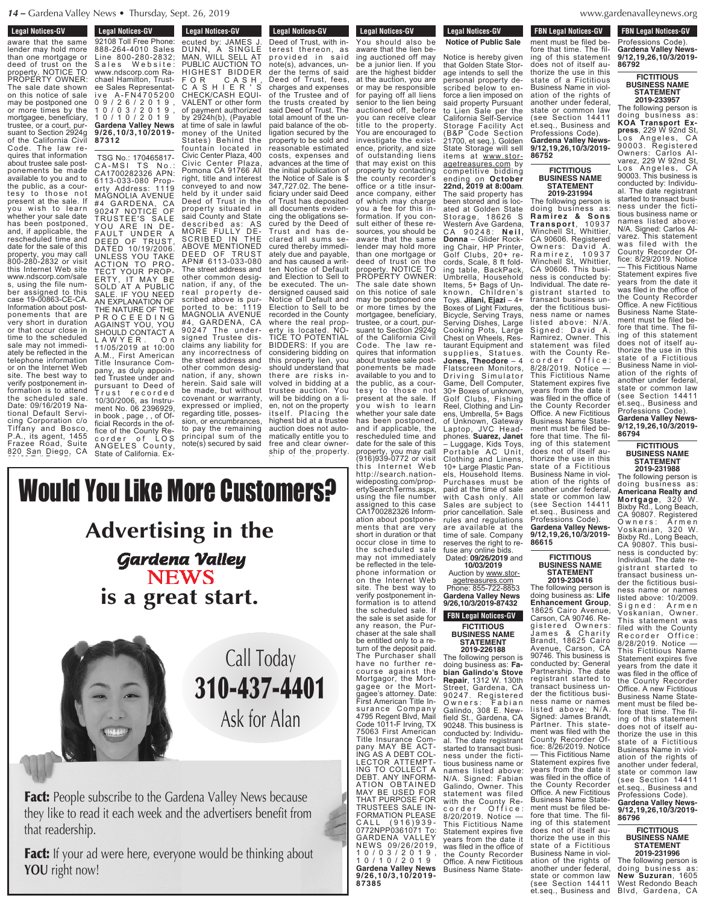## Legal Notices-GV

aware that the same lender may hold more than one mortgage or deed of trust on the property. NOTICE TO PROPERTY OWNER: The sale date shown on this notice of sale may be postponed one or more times by the mortgagee, beneficiary, trustee, or a court, pursuant to Section 2924g of the California Civil Code. The law requires that information about trustee sale postponements be made available to you and to the public, as a courtesy to those not present at the sale. If you wish to learn whether your sale date has been postponed, and, if applicable, the rescheduled time and date for the sale of this property, you may call 800-280-2832 or visit this Internet Web site www.ndscorp.com/sales, using the file number assigned to this case 19-00863-CE-CA. Information about postponements that are very short in duration or that occur close in time to the scheduled sale may not immediately be reflected in the telephone information or on the Internet Web site. The best way to verify postponement information is to attend the scheduled sale. Date: 09/16/2019 National Default Servicing Corporation c/o Tiffany and Bosco, P.A., its agent, 1455 Frazee Road, Suite 820 San Diego, CA 92108 Toll Free Phone: 888-264-4010 Sales Line 800-280-2832; Sales Website: www.ndscorp.com Rachael Hamilton, Trustee Sales Representative A-FN4705200 09/26/2019, 10/03/2019, 10/10/2019
**Gardena Valley News 9/26,10/3,10/2019-87312**

TSG No.: 170465817-CA-MSI TS No.: CA1700282326 APN: 6113-033-080 Property Address: 1119 MAGNOLIA AVENUE #4 GARDENA, CA 90247 NOTICE OF TRUSTEE'S SALE YOU ARE IN DEFAULT UNDER A DEED OF TRUST, DATED 10/19/2006. UNLESS YOU TAKE ACTION TO PROTECT YOUR PROPERTY, IT MAY BE SOLD AT A PUBLIC SALE. IF YOU NEED AN EXPLANATION OF THE NATURE OF THE PROCEEDING AGAINST YOU, YOU SHOULD CONTACT A LAWYER. On 11/05/2019 at 10:00 A.M., First American Title Insurance Company, as duly appointed Trustee under and pursuant to Deed of Trust recorded 10/30/2006, as Instrument No. 06 2396929, in book , page , , of Official Records in the office of the County Recorder of LOS ANGELES County, State of California. Executed by: JAMES J. DUNN, A SINGLE MAN, WILL SELL AT PUBLIC AUCTION TO HIGHEST BIDDER FOR CASH, CASHIER'S CHECK/CASH EQUIVALENT or other form of payment authorized by 2924h(b), (Payable at time of sale in lawful money of the United States) Behind the fountain located in Civic Center Plaza, 400 Civic Center Plaza, Pomona CA 91766 All right, title and interest conveyed to and now held by it under said Deed of Trust in the property situated in said County and State described as: AS MORE FULLY DESCRIBED IN THE ABOVE MENTIONED DEED OF TRUST APN# 6113-033-080 The street address and other common designation, if any, of the real property described above is purported to be: 1119 MAGNOLIA AVENUE #4, GARDENA, CA 90247 The undersigned Trustee disclaims any liability for any incorrectness of the street address and other common designation, if any, shown herein. Said sale will be made, but without covenant or warranty, expressed or implied, regarding title, possession, or encumbrances, to pay the remaining principal sum of the note(s) secured by said Deed of Trust, with interest thereon, as provided in said note(s), advances, under the terms of said Deed of Trust, fees, charges and expenses of the Trustee and of the trusts created by said Deed of Trust. The total amount of the unpaid balance of the obligation secured by the property to be sold and reasonable estimated costs, expenses and advances at the time of the initial publication of the Notice of Sale is $ 347,727.02. The beneficiary under said Deed of Trust has deposited all documents evidencing the obligations secured by the Deed of Trust and has declared all sums secured thereby immediately due and payable, and has caused a written Notice of Default and Election to Sell to be executed. The undersigned caused said Notice of Default and Election to Sell to be recorded in the County where the real property is located. NOTICE TO POTENTIAL BIDDERS: If you are considering bidding on this property lien, you should understand that there are risks involved in bidding at a trustee auction. You will be bidding on a lien, not on the property itself. Placing the highest bid at a trustee auction does not automatically entitle you to free and clear ownership of the property. You should also be aware that the lien being auctioned off may be a junior lien. If you are the highest bidder at the auction, you are or may be responsible for paying off all liens senior to the lien being auctioned off, before you can receive clear title to the property. You are encouraged to investigate the existence, priority, and size of outstanding liens that may exist on this property by contacting the county recorder's office or a title insurance company, either of which may charge you a fee for this information. If you consult either of these resources, you should be aware that the same lender may hold more than one mortgage or deed of trust on the property. NOTICE TO PROPERTY OWNER: The sale date shown on this notice of sale may be postponed one or more times by the mortgagee, beneficiary, trustee, or a court, pursuant to Section 2924g of the California Civil Code. The law requires that information about trustee sale postponements be made available to you and to the public, as a courtesy to those not present at the sale. If you wish to learn whether your sale date has been postponed, and if applicable, the rescheduled time and date for the sale of this property, you may call (916)939-0772 or visit this Internet Web http://search.nationwideposting.com/propertySearchTerms.aspx, using the file number assigned to this case CA1700282326 Information about postponements that are very short in duration or that occur close in time to the scheduled sale may not immediately be reflected in the telephone information or on the Internet Web site. The best way to verify postponement information is to attend the scheduled sale. If the sale is set aside for any reason, the Purchaser at the sale shall be entitled only to a return of the deposit paid. The Purchaser shall have no further recourse against the Mortgagor, the Mortgagee or the Mortgagee's attorney. Date: First American Title Insurance Company 4795 Regent Blvd, Mail Code 1011-F Irving, TX 75063 First American Title Insurance Company MAY BE ACTING AS A DEBT COLLECTOR ATTEMPTING TO COLLECT A DEBT. ANY INFORMATION OBTAINED MAY BE USED FOR THAT PURPOSE FOR TRUSTEES SALE INFORMATION PLEASE CALL (916)939-0772NPP0361071 To: GARDENA VALLEY NEWS 09/26/2019, 10/03/2019, 10/10/2019
**Gardena Valley News 9/26,10/3,10/2019-87385**

**Notice of Public Sale**

Notice is hereby given that Golden State Storage intends to sell the personal property described below to enforce a lien imposed on said property Pursuant to Lien Sale per the California Self-Service Storage Facility Act (B&P Code Section 21700, et seq.). Golden State Storage will sell items at www.storagetreasures.com by competitive bidding ending on **October 22nd, 2019 at 8:00am**. The said property has been stored and is located at Golden State Storage, 18626 S Western Ave Gardena, CA 90248: **Neil, Donna** – Glider Rocking Chair, HP Printer, Golf Clubs, 20+ records, Scale, 8 ft folding table, BackPack, Umbrella, Household Items, 5+ Bags of Unknown, Children's Toys. **Jilani, Ejazi** – 4+ Boxes of Light Fixtures, Bicycle, Serving Trays, Serving Dishes, Large Cooking Pots, Large Chest on Wheels, Restaurant Equipment and supplies, Statues. **Jones, Theodore** – 4 Flatscreen Monitors, Driving Simulator Game, Dell Computer, 30+ Boxes of unknown, Golf Clubs, Fishing Reel, Clothing and Linens, Umbrella, 5+ Bags of Unknown, Gateway Laptop, JVC Headphones. **Suarez, Janet** – Luggage, Kids Toys, Portable AC Unit, Clothing and Linens, 10+ Large Plastic Panels, Household Items. Purchases must be paid at the time of sale with Cash only. All Sales are subject to prior cancellation. Sale rules and regulations are available at the time of sale. Company reserves the right to refuse any online bids.
Dated: **09/26/2019** and **10/03/2019**
Auction by www.storagetreasures.com
Phone: 855-722-8853
**Gardena Valley News 9/26,10/3/2019-87432**

# Would You Like More Customers?

## Advertising in the Gardena Valley NEWS is a great start.

Call Today **310-437-4401** Ask for Alan

**Fact:** People subscribe to the Gardena Valley News because they like to read it each week and the advertisers benefit from that readership.

**Fact:** If your ad were here, everyone would be thinking about **YOU** right now!

## FBN Legal Notices-GV

**FICTITIOUS BUSINESS NAME STATEMENT 2019-226188**

The following person is doing business as: **Fabian Galindo's Stove Repair**, 1312 W. 130th Street, Gardena, CA 90247. Registered Owners: Fabian Galindo, 308 E. Newfield St., Gardena, CA 90248. This business is conducted by: Individual. The date registrant started to transact business under the fictitious business name or names listed above: N/A. Signed: Fabian Galindo, Owner. This statement was filed with the County Recorder Office: 8/20/2019. Notice — This Fictitious Name Statement expires five years from the date it was filed in the office of the County Recorder Office. A new Fictitious Business Name Statement must be filed before that time. The filing of this statement does not of itself authorize the use in this state of a Fictitious Business Name in violation of the rights of another under federal, state or common law (see Section 14411 et.seq., Business and Professions Code).
**Gardena Valley News-9/12,19,26,10/3/2019-86752**

**FICTITIOUS BUSINESS NAME STATEMENT 2019-231994**

The following person is doing business as: **Ramirez & Sons Transport**, 10937 Winchell St, Whittier, CA 90606. Registered Owners: David A. Ramirez, 10937 Winchell St, Whittier, CA 90606. This business is conducted by: Individual. The date registrant started to transact business under the fictitious business name or names listed above: N/A. Signed: David A. Ramirez, Owner. This statement was filed with the County Recorder Office: 8/28/2019. Notice — This Fictitious Name Statement expires five years from the date it was filed in the office of the County Recorder Office. A new Fictitious Business Name Statement must be filed before that time. The filing of this statement does not of itself authorize the use in this state of a Fictitious Business Name in violation of the rights of another under federal, state or common law (see Section 14411 et.seq., Business and Professions Code).
**Gardena Valley News-9/12,19,26,10/3/2019-86615**

**FICTITIOUS BUSINESS NAME STATEMENT 2019-230416**

The following person is doing business as: **Life Enhancement Group**, 18625 Cairo Avenue, Carson, CA 90746. Registered Owners: James & Charity Brandt, 18625 Cairo Avenue, Carson, CA 90746. This business is conducted by: General Partnership. The date registrant started to transact business under the fictitious business name or names listed above: N/A. Signed: James Brandt, Partner. This statement was filed with the County Recorder Office: 8/26/2019. Notice — This Fictitious Name Statement expires five years from the date it was filed in the office of the County Recorder Office. A new Fictitious Business Name Statement must be filed before that time. The filing of this statement does not of itself authorize the use in this state of a Fictitious Business Name in violation of the rights of another under federal, state or common law (see Section 14411 et.seq., Business and Professions Code).
**Gardena Valley News-9/12,19,26,10/3/2019-86792**

**FICTITIOUS BUSINESS NAME STATEMENT 2019-233957**

The following person is doing business as: **KOA Transport Express**, 229 W 92nd St, Los Angeles, CA 90003. Registered Owners: Carlos Alvarez, 229 W 92nd St, Los Angeles, CA 90003. This business is conducted by: Individual. The date registrant started to transact business under the fictitious business name or names listed above: N/A. Signed: Carlos Alvarez. This statement was filed with the County Recorder Office: 8/29/2019. Notice — This Fictitious Name Statement expires five years from the date it was filed in the office of the County Recorder Office. A new Fictitious Business Name Statement must be filed before that time. The filing of this statement does not of itself authorize the use in this state of a Fictitious Business Name in violation of the rights of another under federal, state or common law (see Section 14411 et.seq., Business and Professions Code).
**Gardena Valley News-9/12,19,26,10/3/2019-86794**

**FICTITIOUS BUSINESS NAME STATEMENT 2019-231988**

The following person is doing business as: **Americana Realty and Mortgage**, 320 W. Bixby Rd., Long Beach, CA 90807. Registered Owners: Armen Voskanian, 320 W. Bixby Rd., Long Beach, CA 90807. This business is conducted by: Individual. The date registrant started to transact business under the fictitious business name or names listed above: 10/2009. Signed: Armen Voskanian, Owner. This statement was filed with the County Recorder Office: 8/28/2019. Notice — This Fictitious Name Statement expires five years from the date it was filed in the office of the County Recorder Office. A new Fictitious Business Name Statement must be filed before that time. The filing of this statement does not of itself authorize the use in this state of a Fictitious Business Name in violation of the rights of another under federal, state or common law (see Section 14411 et.seq., Business and Professions Code).
**Gardena Valley News-9/12,19,26,10/3/2019-86796**

**FICTITIOUS BUSINESS NAME STATEMENT 2019-231996**

The following person is doing business as: **New Suzuran**, 1605 West Redondo Beach Blvd, Gardena, CA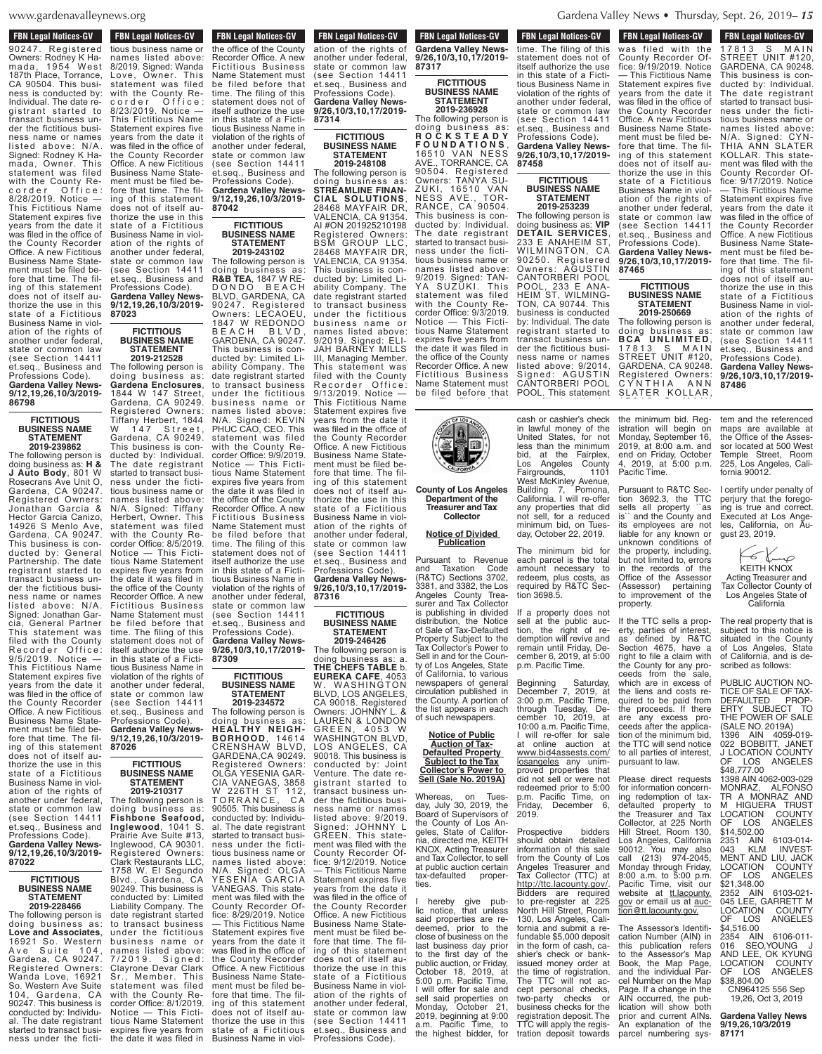**FBN Legal Notices-GV**

90247. Registered Owners: Rodney K Hamada, 1954 West 187th Place, Torrance, CA 90504. This business is conducted by: Individual. The date registrant started to transact business under the fictitious business name or names listed above: N/A. Signed: Rodney K Hamada, Owner. This statement was filed with the County Recorder Office: 8/28/2019. Notice — This Fictitious Name Statement expires five years from the date it was filed in the office of the County Recorder Office. A new Fictitious Business Name Statement must be filed before that time. The filing of this statement does not of itself authorize the use in this state of a Fictitious Business Name in violation of the rights of another under federal, state or common law (see Section 14411 et.seq., Business and Professions Code).
**Gardena Valley News-9/12,19,26,10/3/2019-86798**

**FICTITIOUS BUSINESS NAME STATEMENT 2019-239862**

The following person is doing business as: **H & J Auto Body**, 801 W Rosecrans Ave Unit O, Gardena, CA 90247. Registered Owners: Jonathan Garcia & Hector Garcia Canizo, 14926 S Menlo Ave, Gardena, CA 90247. This business is conducted by: General Partnership. The date registrant started to transact business under the fictitious business name or names listed above: N/A. Signed: Jonathan Garcia, General Partner. This statement was filed with the County Recorder Office: 9/5/2019. Notice — This Fictitious Name Statement expires five years from the date it was filed in the office of the County Recorder Office. A new Fictitious Business Name Statement must be filed before that time. The filing of this statement does not of itself authorize the use in this state of a Fictitious Business Name in violation of the rights of another under federal, state or common law (see Section 14411 et.seq., Business and Professions Code).
**Gardena Valley News-9/12,19,26,10/3/2019-87022**

**FICTITIOUS BUSINESS NAME STATEMENT 2019-228466**

The following person is doing business as: **Love and Associates**, 16921 So. Western Ave Suite 104, Gardena, CA 90247. Registered Owners: Wanda Love, 16921 So. Western Ave Suite 104, Gardena, CA 90247. This business is conducted by: Individual. The date registrant started to transact business under the fictitious business name or names listed above: 8/2019. Signed: Wanda Love, Owner. This statement was filed with the County Recorder Office: 8/23/2019. Notice — This Fictitious Name Statement expires five years from the date it was filed in the office of the County Recorder Office. A new Fictitious Business Name Statement must be filed before that time. The filing of this statement does not of itself authorize the use in this state of a Fictitious Business Name in violation of the rights of another under federal, state or common law (see Section 14411 et.seq., Business and Professions Code).
**Gardena Valley News-9/12,19,26,10/3/2019-87023**

**FICTITIOUS BUSINESS NAME STATEMENT 2019-212528**

The following person is doing business as: **Gardena Enclosures**, 1844 W 147 Street, Gardena, CA 90249. Registered Owners: Tiffany Herbert, 1844 W 147 Street, Gardena, CA 90249. This business is conducted by: Individual. The date registrant started to transact business under the fictitious business name or names listed above: N/A. Signed: Tiffany Herbert, Owner. This statement was filed with the County Recorder Office: 8/5/2019. Notice — This Fictitious Name Statement expires five years from the date it was filed in the office of the County Recorder Office. A new Fictitious Business Name Statement must be filed before that time. The filing of this statement does not of itself authorize the use in this state of a Fictitious Business Name in violation of the rights of another under federal, state or common law (see Section 14411 et.seq., Business and Professions Code).
**Gardena Valley News-9/12,19,26,10/3/2019-87026**

**FICTITIOUS BUSINESS NAME STATEMENT 2019-210317**

The following person is doing business as: **Fishbone Seafood, Inglewood**, 1041 S. Prairie Ave Suite #13, Inglewood, CA 90301. Registered Owners: Clark Restaurants LLC, 1758 W. El Segundo Blvd., Gardena, CA 90249. This business is conducted by: Limited Liability Company. The date registrant started to transact business under the fictitious business name or names listed above: 7/2019. Signed: Clayrone Devar Clark Sr., Member. This statement was filed with the County Recorder Office: 8/1/2019. Notice — This Fictitious Name Statement expires five years from the date it was filed in the office of the County Recorder Office. A new Fictitious Business Name Statement must be filed before that time. The filing of this statement does not of itself authorize the use in this state of a Fictitious Business Name in violation of the rights of another under federal, state or common law (see Section 14411 et.seq., Business and Professions Code).
**Gardena Valley News-9/12,19,26,10/3/2019-87042**

**FICTITIOUS BUSINESS NAME STATEMENT 2019-243102**

The following person is doing business as: **R&B TEA**, 1847 W REDONDO BEACH BLVD, GARDENA, CA 90247. Registered Owners: LECAOEU, 1847 W REDONDO BEACH BLVD, GARDENA, CA 90247. This business is conducted by: Limited Liability Company. The date registrant started to transact business under the fictitious business name or names listed above: N/A. Signed: KEVIN PHUC CAO, CEO. This statement was filed with the County Recorder Office: 9/9/2019. Notice — This Fictitious Name Statement expires five years from the date it was filed in the office of the County Recorder Office. A new Fictitious Business Name Statement must be filed before that time. The filing of this statement does not of itself authorize the use in this state of a Fictitious Business Name in violation of the rights of another under federal, state or common law (see Section 14411 et.seq., Business and Professions Code).
**Gardena Valley News-9/26,10/3,10,17/2019-87309**

**FICTITIOUS BUSINESS NAME STATEMENT 2019-234572**

The following person is doing business as: **HEALTHY NEIGHBORHOOD**, 14614 CRENSHAW BLVD, GARDENA,CA 90249. Registered Owners: OLGA YESENIA GARCIA VANEGAS, 3858 W 226TH ST 112, TORRANCE, CA 90505. This business is conducted by: Individual. The date registrant started to transact business under the fictitious business name or names listed above: N/A. Signed: OLGA YESENIA GARCIA VANEGAS. This statement was filed with the County Recorder Office: 8/29/2019. Notice — This Fictitious Name Statement expires five years from the date it was filed in the office of the County Recorder Office. A new Fictitious Business Name Statement must be filed before that time. The filing of this statement does not of itself authorize the use in this state of a Fictitious Business Name in violation of the rights of another under federal, state or common law (see Section 14411 et.seq., Business and Professions Code).
**Gardena Valley News-9/26,10/3,10,17/2019-87314**

**FICTITIOUS BUSINESS NAME STATEMENT 2019-248108**

The following person is doing business as: **STREAMLINE FINANCIAL SOLUTIONS**, 28468 MAYFAIR DR, VALENCIA, CA 91354. AI #ON 201925210198 Registered Owners: BSM GROUP LLC, 28468 MAYFAIR DR, VALENCIA, CA 91354. This business is conducted by: Limited Liability Company. The date registrant started to transact business under the fictitious business name or names listed above: 9/2019. Signed: ELIJAH BARNEY MILLS III, Managing Member. This statement was filed with the County Recorder Office: 9/13/2019. Notice — This Fictitious Name Statement expires five years from the date it was filed in the office of the County Recorder Office. A new Fictitious Business Name Statement must be filed before that time. The filing of this statement does not of itself authorize the use in this state of a Fictitious Business Name in violation of the rights of another under federal, state or common law (see Section 14411 et.seq., Business and Professions Code).
**Gardena Valley News-9/26,10/3,10,17/2019-87316**

**FICTITIOUS BUSINESS NAME STATEMENT 2019-246426**

The following person is doing business as: a. **THE CHEFS TABLE** b. **EUREKA CAFE**, 4053 W. WASHINGTON BLVD, LOS ANGELES, CA 90018. Registered Owners: JOHNNY L. & LAUREN & LONDON GREEN, 4053 W WASHINGTON BLVD, LOS ANGELES, CA 90018. This business is conducted by: Joint Venture. The date registrant started to transact business under the fictitious business name or names listed above: 9/2019. Signed: JOHNNY L GREEN. This statement was filed with the County Recorder Office: 9/12/2019. Notice — This Fictitious Name Statement expires five years from the date it was filed in the office of the County Recorder Office. A new Fictitious Business Name Statement must be filed before that time. The filing of this statement does not of itself authorize the use in this state of a Fictitious Business Name in violation of the rights of another under federal, state or common law (see Section 14411 et.seq., Business and Professions Code).
**Gardena Valley News-9/26,10/3,10,17/2019-87317**

**FICTITIOUS BUSINESS NAME STATEMENT 2019-236928**

The following person is doing business as: **ROCKSTEADY FOUNDATIONS**, 16510 VAN NESS AVE., TORRANCE, CA 90504. Registered Owners: TANYA SUZUKI, 16510 VAN NESS AVE., TORRANCE, CA 90504. This business is conducted by: Individual. The date registrant started to transact business under the fictitious business name or names listed above: 9/2019. Signed: TANYA SUZUKI. This statement was filed with the County Recorder Office: 9/3/2019. Notice — This Fictitious Name Statement expires five years from the date it was filed in the office of the County Recorder Office. A new Fictitious Business Name Statement must be filed before that time. The filing of this statement does not of itself authorize the use in this state of a Fictitious Business Name in violation of the rights of another under federal, state or common law (see Section 14411 et.seq., Business and Professions Code).
**Gardena Valley News-9/26,10/3,10,17/2019-87458**

**FICTITIOUS BUSINESS NAME STATEMENT 2019-253239**

The following person is doing business as: **VIP DETAIL SERVICES**, 233 E ANAHEIM ST, WILMINGTON, CA 90250. Registered Owners: AGUSTIN CANTORBERI POOL POOL, 233 E ANAHEIM ST, WILMINGTON, CA 90744. This business is conducted by: Individual. The date registrant started to transact business under the fictitious business name or names listed above: 9/2014. Signed: AGUSTIN CANTORBERI POOL POOL. This statement was filed with the County Recorder Office: 9/19/2019. Notice — This Fictitious Name Statement expires five years from the date it was filed in the office of the County Recorder Office. A new Fictitious Business Name Statement must be filed before that time. The filing of this statement does not of itself authorize the use in this state of a Fictitious Business Name in violation of the rights of another under federal, state or common law (see Section 14411 et.seq., Business and Professions Code).
**Gardena Valley News-9/26,10/3,10,17/2019-87465**

**FICTITIOUS BUSINESS NAME STATEMENT 2019-250669**

The following person is doing business as: **BCA UNLIMITED**, 17813 S MAIN STREET UNIT #120, GARDENA, CA 90248. Registered Owners: CYNTHIA ANN SLATER KOLLAR, 17813 S MAIN STREET UNIT #120, GARDENA, CA 90248. This business is conducted by: Individual. The date registrant started to transact business under the fictitious business name or names listed above: N/A. Signed: CYNTHIA ANN SLATER KOLLAR. This statement was filed with the County Recorder Office: 9/17/2019. Notice — This Fictitious Name Statement expires five years from the date it was filed in the office of the County Recorder Office. A new Fictitious Business Name Statement must be filed before that time. The filing of this statement does not of itself authorize the use in this state of a Fictitious Business Name in violation of the rights of another under federal, state or common law (see Section 14411 et.seq., Business and Professions Code).
**Gardena Valley News-9/26,10/3,10,17/2019-87486**

**County of Los Angeles Department of the Treasurer and Tax Collector**

**Notice of Divided Publication**

Pursuant to Revenue and Taxation Code (R&TC) Sections 3702, 3381, and 3382, the Los Angeles County Treasurer and Tax Collector is publishing in divided distribution, the Notice of Sale of Tax-Defaulted Property Subject to the Tax Collector's Power to Sell in and for the County of Los Angeles, State of California, to various newspapers of general circulation published in the County. A portion of the list appears in each of such newspapers.

**Notice of Public Auction of Tax-Defaulted Property Subject to the Tax Collector's Power to Sell (Sale No. 2019A)**

Whereas, on Tuesday, July 30, 2019, the Board of Supervisors of the County of Los Angeles, State of California, directed me, KEITH KNOX, Acting Treasurer and Tax Collector, to sell at public auction certain tax-defaulted properties.

I hereby give public notice, that unless said properties are redeemed, prior to the close of business on the last business day prior to the first day of the public auction, or Friday, October 18, 2019, at 5:00 p.m. Pacific Time, I will offer for sale and sell said properties on Monday, October 21, 2019, beginning at 9:00 a.m. Pacific Time, to the highest bidder, for cash or cashier's check in lawful money of the United States, for not less than the minimum bid, at the Fairplex, Los Angeles County Fairgrounds, 1101 West McKinley Avenue, Building 7, Pomona, California. I will re-offer any properties that did not sell, for a reduced minimum bid, on Tuesday, October 22, 2019.

The minimum bid for each parcel is the total amount necessary to redeem, plus costs, as required by R&TC Section 3698.5.

If a property does not sell at the public auction, the right of redemption will revive and remain until Friday, December 6, 2019, at 5:00 p.m. Pacific Time.

Beginning Saturday, December 7, 2019, at 3:00 p.m. Pacific Time, through Tuesday, December 10, 2019, at 10:00 a.m. Pacific Time, I will re-offer for sale at online auction at www.bid4assets.com/losangeles any unimproved properties that did not sell or were not redeemed prior to 5:00 p.m. Pacific Time, on Friday, December 6, 2019.

Prospective bidders should obtain detailed information of this sale from the County of Los Angeles Treasurer and Tax Collector (TTC) at http://ttc.lacounty.gov/. Bidders are required to pre-register at 225 North Hill Street, Room 130, Los Angeles, California and submit a refundable $5,000 deposit in the form of cash, cashier's check or bank-issued money order at the time of registration. The TTC will not accept personal checks, two-party checks or business checks for the registration deposit. The TTC will apply the registration deposit towards the minimum bid. Registration will begin on Monday, September 16, 2019, at 8:00 a.m. and end on Friday, October 4, 2019, at 5:00 p.m. Pacific Time.

Pursuant to R&TC Section 3692.3, the TTC sells all property ``as is`` and the County and its employees are not liable for any known or unknown conditions of the property, including, but not limited to, errors in the records of the Office of the Assessor (Assessor) pertaining to improvement of the property.

If the TTC sells a property, parties of interest, as defined by R&TC Section 4675, have a right to file a claim with the County for any proceeds from the sale, which are in excess of the liens and costs required to be paid from the proceeds. If there are any excess proceeds after the application of the minimum bid, the TTC will send notice to all parties of interest, pursuant to law.

Please direct requests for information concerning redemption of tax-defaulted property to the Treasurer and Tax Collector, at 225 North Hill Street, Room 130, Los Angeles, California 90012. You may also call (213) 974-2045, Monday through Friday, 8:00 a.m. to 5:00 p.m. Pacific Time, visit our website at ttc.lacounty.gov or email us at auction@ttc.lacounty.gov.

The Assessor's Identification Number (AIN) in this publication refers to the Assessor's Map Book, the Map Page, and the individual Parcel Number on the Map Page. If a change in the AIN occurred, the publication will show both prior and current AINs. An explanation of the parcel numbering system and the referenced maps are available at the Office of the Assessor located at 500 West Temple Street, Room 225, Los Angeles, California 90012.

I certify under penalty of perjury that the foregoing is true and correct. Executed at Los Angeles, California, on August 23, 2019.

KEITH KNOX
Acting Treasurer and Tax Collector County of Los Angeles State of California

The real property that is subject to this notice is situated in the County of Los Angeles, State of California, and is described as follows:

PUBLIC AUCTION NOTICE OF SALE OF TAX-DEFAULTED PROPERTY SUBJECT TO THE POWER OF SALE (SALE NO. 2019A)

1396 AIN 4059-019-022 BOBBITT, JANET J LOCATION COUNTY OF LOS ANGELES $48,777.00

1398 AIN 4062-003-029 MONRAZ, ALFONSO TR A MONRAZ AND M HIGUERA TRUST LOCATION COUNTY OF LOS ANGELES $14,502.00

2351 AIN 6103-014-043 KLM INVESTMENT AND LIU, JACK LOCATION COUNTY OF LOS ANGELES $21,348.00

2352 AIN 6103-021-045 LEE, GARRETT M LOCATION COUNTY OF LOS ANGELES $4,516.00

2354 AIN 6106-011-016 SEO,YOUNG J AND LEE, OK KYUNG LOCATION COUNTY OF LOS ANGELES $38,804.00

CN964125 556 Sep 19,26, Oct 3, 2019

**Gardena Valley News 9/19,26,10/3/2019 87171**